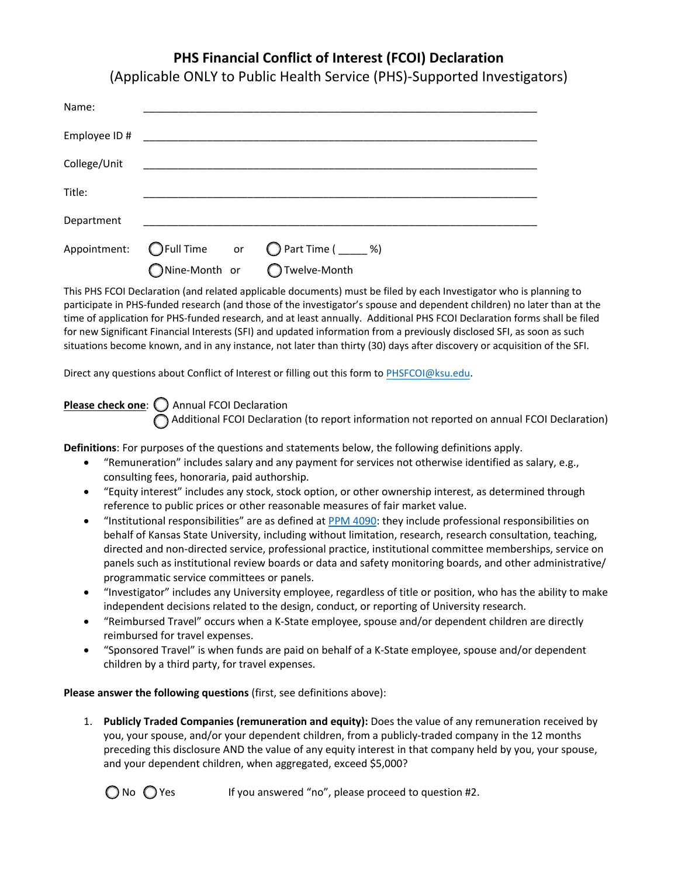# PHS Financial Conflict of Interest (FCOI) Declaration

(Applicable ONLY to Public Health Service (PHS)-Supported Investigators)

Name: ____________________________________________________________

Employee ID # ____________________________________________________________

College/Unit ____________________________________________________________

Title: ____________________________________________________________

Department ____________________________________________________________

Appointment: ◯ Full Time or ◯ Part Time ( _____ %)

◯ Nine-Month or ◯ Twelve-Month

This PHS FCOI Declaration (and related applicable documents) must be filed by each Investigator who is planning to participate in PHS-funded research (and those of the investigator's spouse and dependent children) no later than at the time of application for PHS-funded research, and at least annually. Additional PHS FCOI Declaration forms shall be filed for new Significant Financial Interests (SFI) and updated information from a previously disclosed SFI, as soon as such situations become known, and in any instance, not later than thirty (30) days after discovery or acquisition of the SFI.

Direct any questions about Conflict of Interest or filling out this form to PHSFCOI@ksu.edu.

**Please check one**: ◯ Annual FCOI Declaration

◯ Additional FCOI Declaration (to report information not reported on annual FCOI Declaration)

**Definitions**: For purposes of the questions and statements below, the following definitions apply.

- "Remuneration" includes salary and any payment for services not otherwise identified as salary, e.g., consulting fees, honoraria, paid authorship.
- "Equity interest" includes any stock, stock option, or other ownership interest, as determined through reference to public prices or other reasonable measures of fair market value.
- "Institutional responsibilities" are as defined at PPM 4090: they include professional responsibilities on behalf of Kansas State University, including without limitation, research, research consultation, teaching, directed and non-directed service, professional practice, institutional committee memberships, service on panels such as institutional review boards or data and safety monitoring boards, and other administrative/ programmatic service committees or panels.
- "Investigator" includes any University employee, regardless of title or position, who has the ability to make independent decisions related to the design, conduct, or reporting of University research.
- "Reimbursed Travel" occurs when a K-State employee, spouse and/or dependent children are directly reimbursed for travel expenses.
- "Sponsored Travel" is when funds are paid on behalf of a K-State employee, spouse and/or dependent children by a third party, for travel expenses.

**Please answer the following questions** (first, see definitions above):

1. **Publicly Traded Companies (remuneration and equity):** Does the value of any remuneration received by you, your spouse, and/or your dependent children, from a publicly-traded company in the 12 months preceding this disclosure AND the value of any equity interest in that company held by you, your spouse, and your dependent children, when aggregated, exceed $5,000?

   ◯ No ◯ Yes If you answered "no", please proceed to question #2.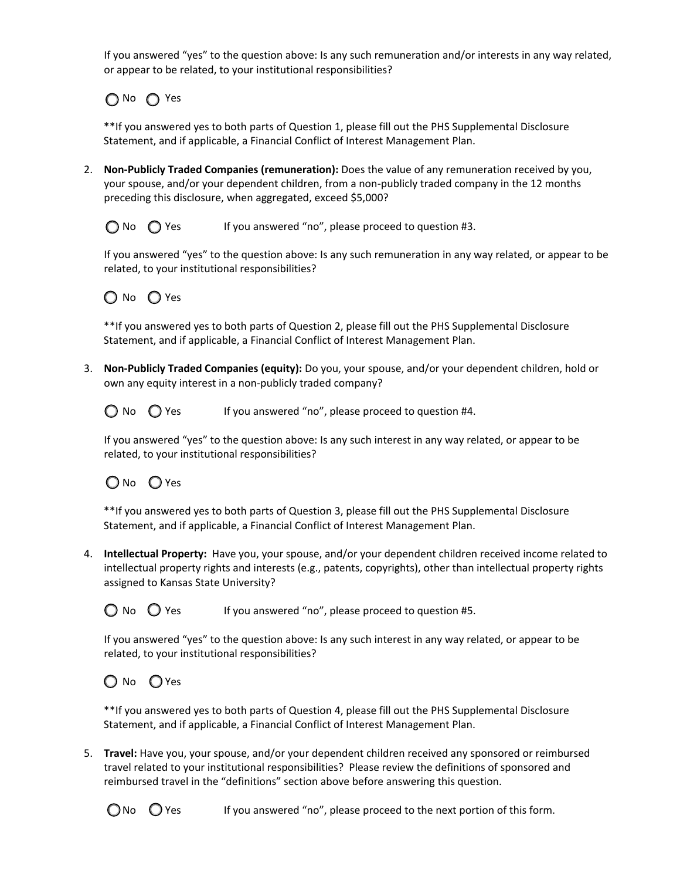If you answered "yes" to the question above: Is any such remuneration and/or interests in any way related, or appear to be related, to your institutional responsibilities?

◯ No ◯ Yes

**If you answered yes to both parts of Question 1, please fill out the PHS Supplemental Disclosure Statement, and if applicable, a Financial Conflict of Interest Management Plan.

2. **Non-Publicly Traded Companies (remuneration):** Does the value of any remuneration received by you, your spouse, and/or your dependent children, from a non-publicly traded company in the 12 months preceding this disclosure, when aggregated, exceed $5,000?

   ◯ No ◯ Yes If you answered "no", please proceed to question #3.

   If you answered "yes" to the question above: Is any such remuneration in any way related, or appear to be related, to your institutional responsibilities?

   ◯ No ◯ Yes

   **If you answered yes to both parts of Question 2, please fill out the PHS Supplemental Disclosure Statement, and if applicable, a Financial Conflict of Interest Management Plan.

3. **Non-Publicly Traded Companies (equity):** Do you, your spouse, and/or your dependent children, hold or own any equity interest in a non-publicly traded company?

   ◯ No ◯ Yes If you answered "no", please proceed to question #4.

   If you answered "yes" to the question above: Is any such interest in any way related, or appear to be related, to your institutional responsibilities?

   ◯ No ◯ Yes

   **If you answered yes to both parts of Question 3, please fill out the PHS Supplemental Disclosure Statement, and if applicable, a Financial Conflict of Interest Management Plan.

4. **Intellectual Property:** Have you, your spouse, and/or your dependent children received income related to intellectual property rights and interests (e.g., patents, copyrights), other than intellectual property rights assigned to Kansas State University?

   ◯ No ◯ Yes If you answered "no", please proceed to question #5.

   If you answered "yes" to the question above: Is any such interest in any way related, or appear to be related, to your institutional responsibilities?

   ◯ No ◯ Yes

   **If you answered yes to both parts of Question 4, please fill out the PHS Supplemental Disclosure Statement, and if applicable, a Financial Conflict of Interest Management Plan.

5. **Travel:** Have you, your spouse, and/or your dependent children received any sponsored or reimbursed travel related to your institutional responsibilities? Please review the definitions of sponsored and reimbursed travel in the "definitions" section above before answering this question.

   ◯ No ◯ Yes If you answered "no", please proceed to the next portion of this form.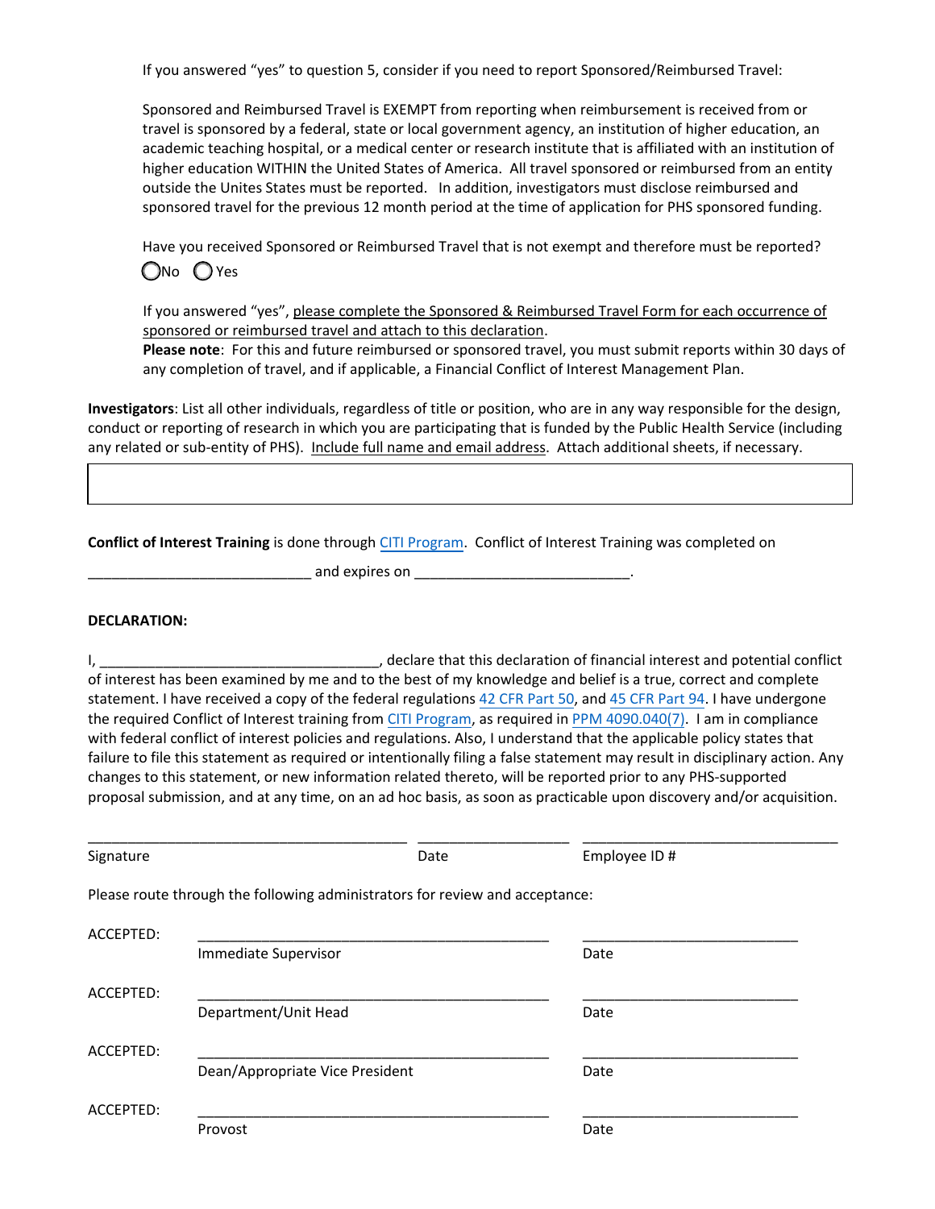If you answered "yes" to question 5, consider if you need to report Sponsored/Reimbursed Travel:

Sponsored and Reimbursed Travel is EXEMPT from reporting when reimbursement is received from or travel is sponsored by a federal, state or local government agency, an institution of higher education, an academic teaching hospital, or a medical center or research institute that is affiliated with an institution of higher education WITHIN the United States of America. All travel sponsored or reimbursed from an entity outside the Unites States must be reported. In addition, investigators must disclose reimbursed and sponsored travel for the previous 12 month period at the time of application for PHS sponsored funding.

Have you received Sponsored or Reimbursed Travel that is not exempt and therefore must be reported?

◯ No ◯ Yes

If you answered "yes", please complete the Sponsored & Reimbursed Travel Form for each occurrence of sponsored or reimbursed travel and attach to this declaration.

**Please note**: For this and future reimbursed or sponsored travel, you must submit reports within 30 days of any completion of travel, and if applicable, a Financial Conflict of Interest Management Plan.

**Investigators**: List all other individuals, regardless of title or position, who are in any way responsible for the design, conduct or reporting of research in which you are participating that is funded by the Public Health Service (including any related or sub-entity of PHS). Include full name and email address. Attach additional sheets, if necessary.

| |
|---|
| |

**Conflict of Interest Training** is done through CITI Program. Conflict of Interest Training was completed on ___________________________ and expires on __________________________.

**DECLARATION:**

I, __________________________________, declare that this declaration of financial interest and potential conflict of interest has been examined by me and to the best of my knowledge and belief is a true, correct and complete statement. I have received a copy of the federal regulations 42 CFR Part 50, and 45 CFR Part 94. I have undergone the required Conflict of Interest training from CITI Program, as required in PPM 4090.040(7). I am in compliance with federal conflict of interest policies and regulations. Also, I understand that the applicable policy states that failure to file this statement as required or intentionally filing a false statement may result in disciplinary action. Any changes to this statement, or new information related thereto, will be reported prior to any PHS-supported proposal submission, and at any time, on an ad hoc basis, as soon as practicable upon discovery and/or acquisition.

_______________________________________ __________________ _______________________________

Signature Date Employee ID #

Please route through the following administrators for review and acceptance:

ACCEPTED: ___________________________________________ ___________________________

Immediate Supervisor Date

ACCEPTED: ___________________________________________ ___________________________

Department/Unit Head Date

ACCEPTED: ___________________________________________ ___________________________

Dean/Appropriate Vice President Date

ACCEPTED: ___________________________________________ ___________________________

Provost Date